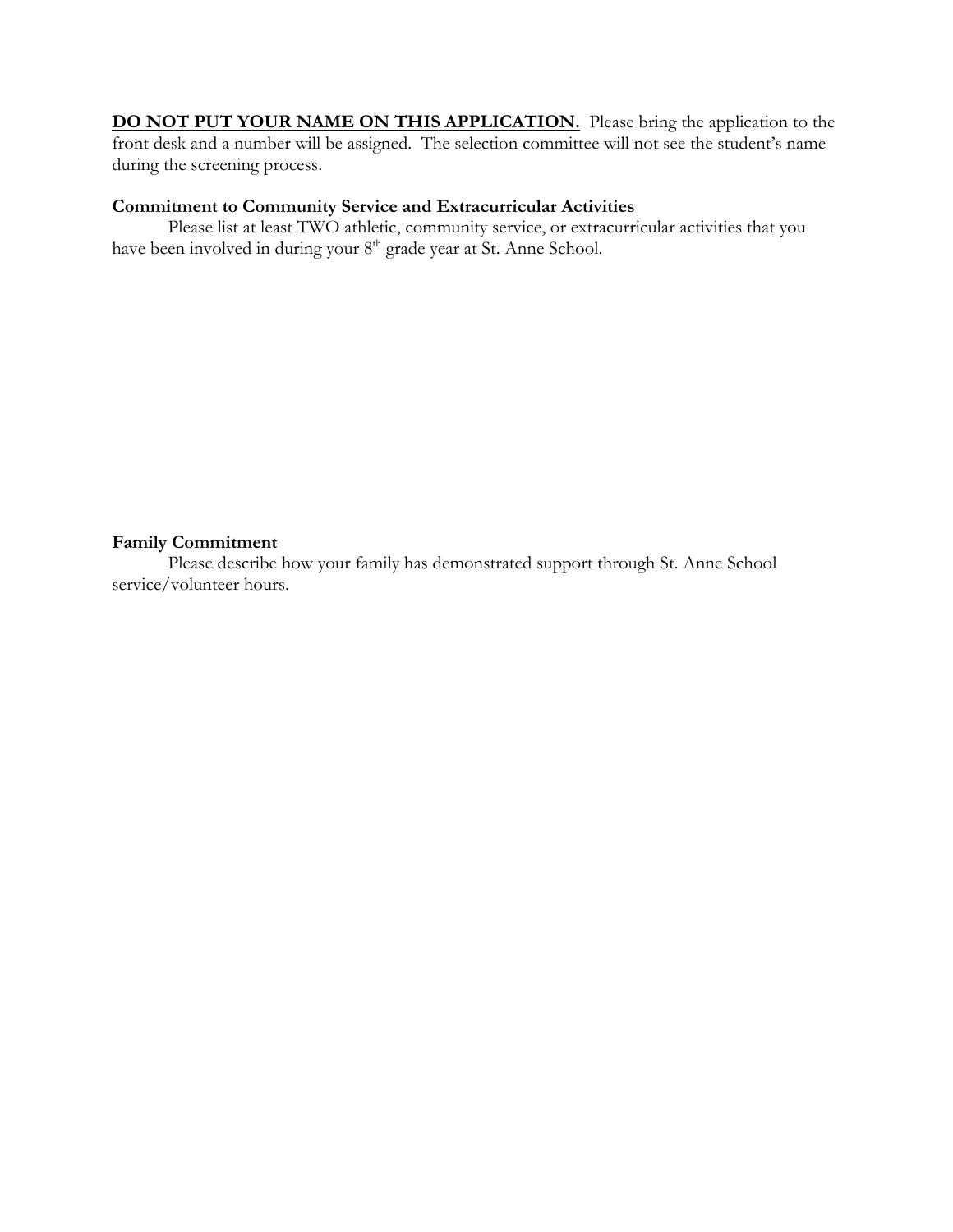**<u>DO NOT PUT YOUR NAME ON THIS APPLICATION.</u>** Please bring the application to the front desk and a number will be assigned. The selection committee will not see the student's name during the screening process.

**Commitment to Community Service and Extracurricular Activities**

Please list at least TWO athletic, community service, or extracurricular activities that you have been involved in during your 8th grade year at St. Anne School.

**Family Commitment**

Please describe how your family has demonstrated support through St. Anne School service/volunteer hours.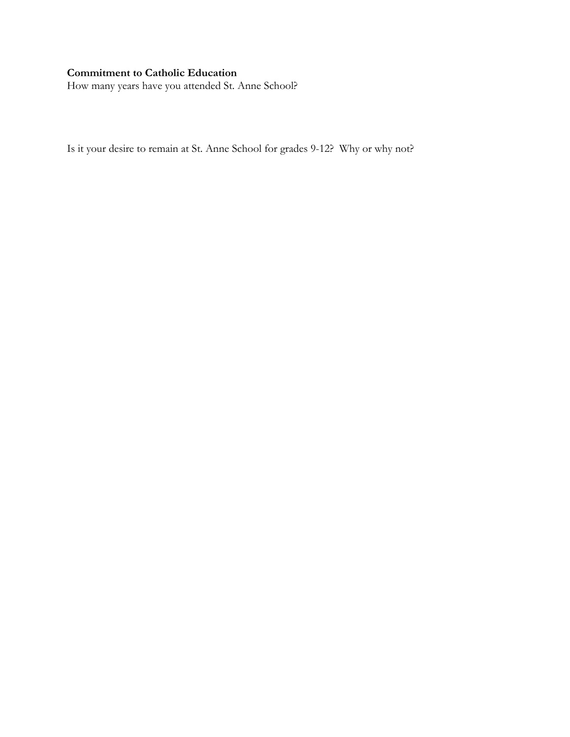**Commitment to Catholic Education**

How many years have you attended St. Anne School?

Is it your desire to remain at St. Anne School for grades 9-12? Why or why not?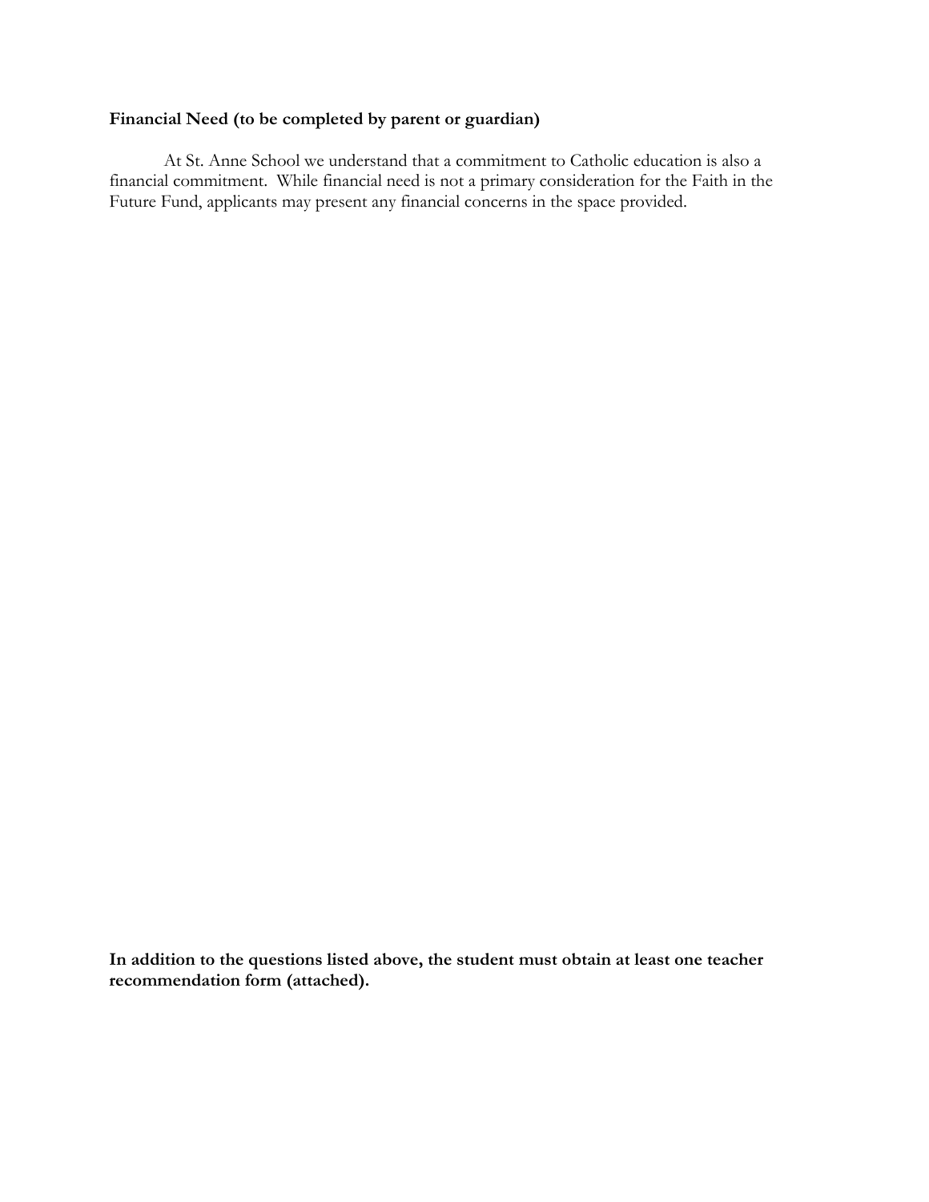**Financial Need (to be completed by parent or guardian)**

At St. Anne School we understand that a commitment to Catholic education is also a financial commitment. While financial need is not a primary consideration for the Faith in the Future Fund, applicants may present any financial concerns in the space provided.

**In addition to the questions listed above, the student must obtain at least one teacher recommendation form (attached).**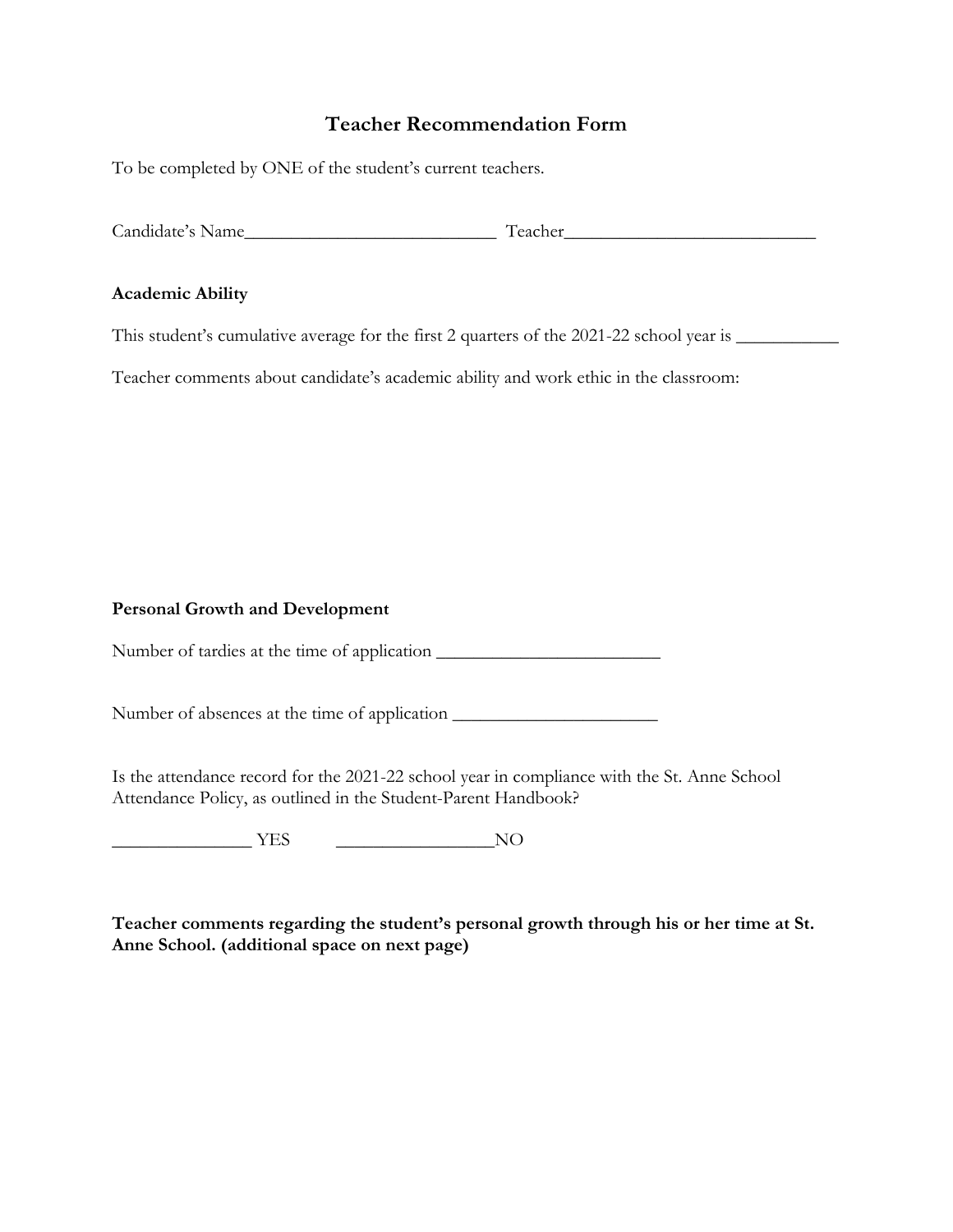# Teacher Recommendation Form

To be completed by ONE of the student's current teachers.

Candidate's Name___________________________ Teacher___________________________

**Academic Ability**

This student's cumulative average for the first 2 quarters of the 2021-22 school year is ___________

Teacher comments about candidate's academic ability and work ethic in the classroom:

**Personal Growth and Development**

Number of tardies at the time of application ________________________

Number of absences at the time of application ______________________

Is the attendance record for the 2021-22 school year in compliance with the St. Anne School Attendance Policy, as outlined in the Student-Parent Handbook?

_______________ YES _________________NO

**Teacher comments regarding the student's personal growth through his or her time at St. Anne School. (additional space on next page)**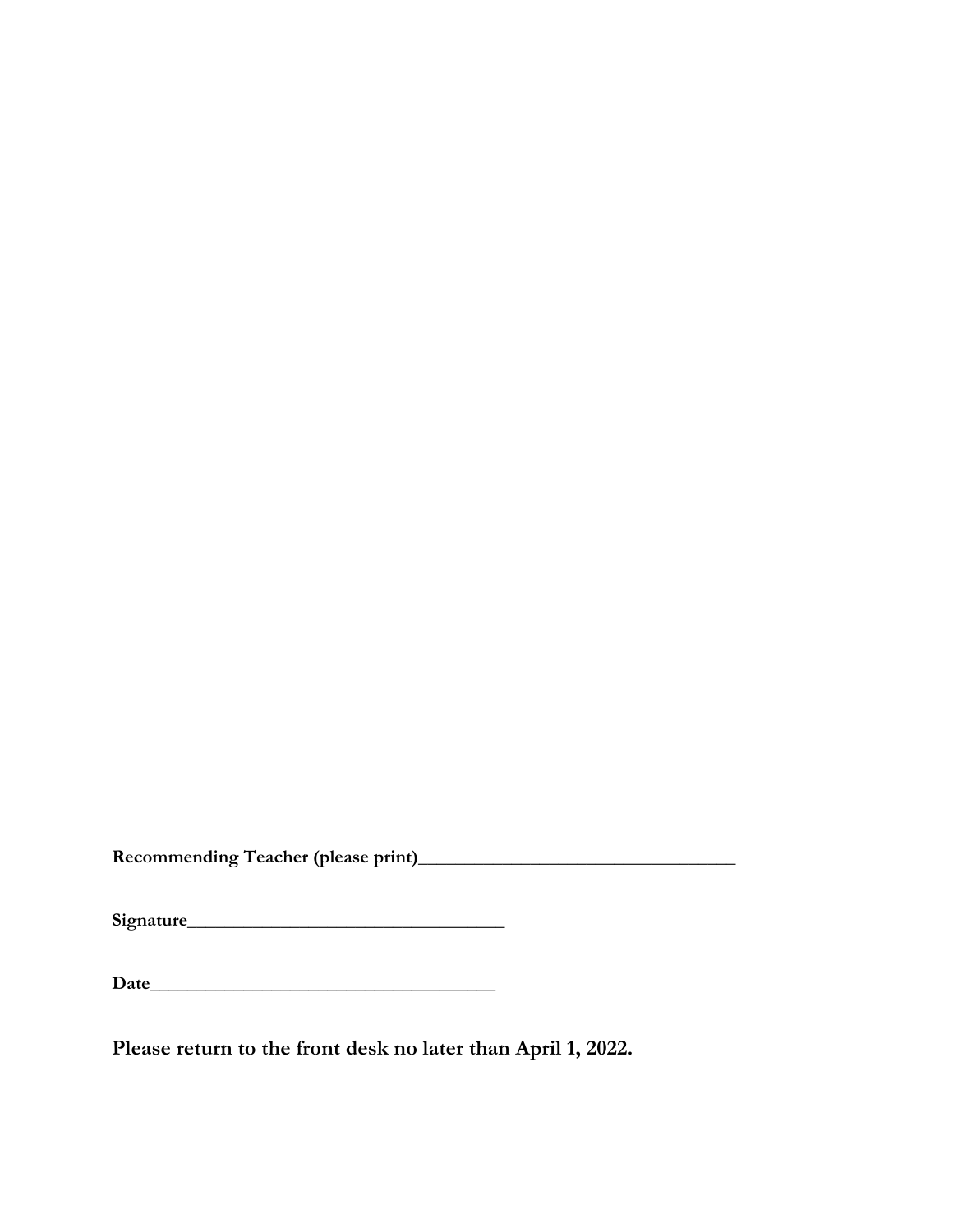**Recommending Teacher (please print)___________________________________**

**Signature___________________________________**

**Date_____________________________________**

**Please return to the front desk no later than April 1, 2022.**